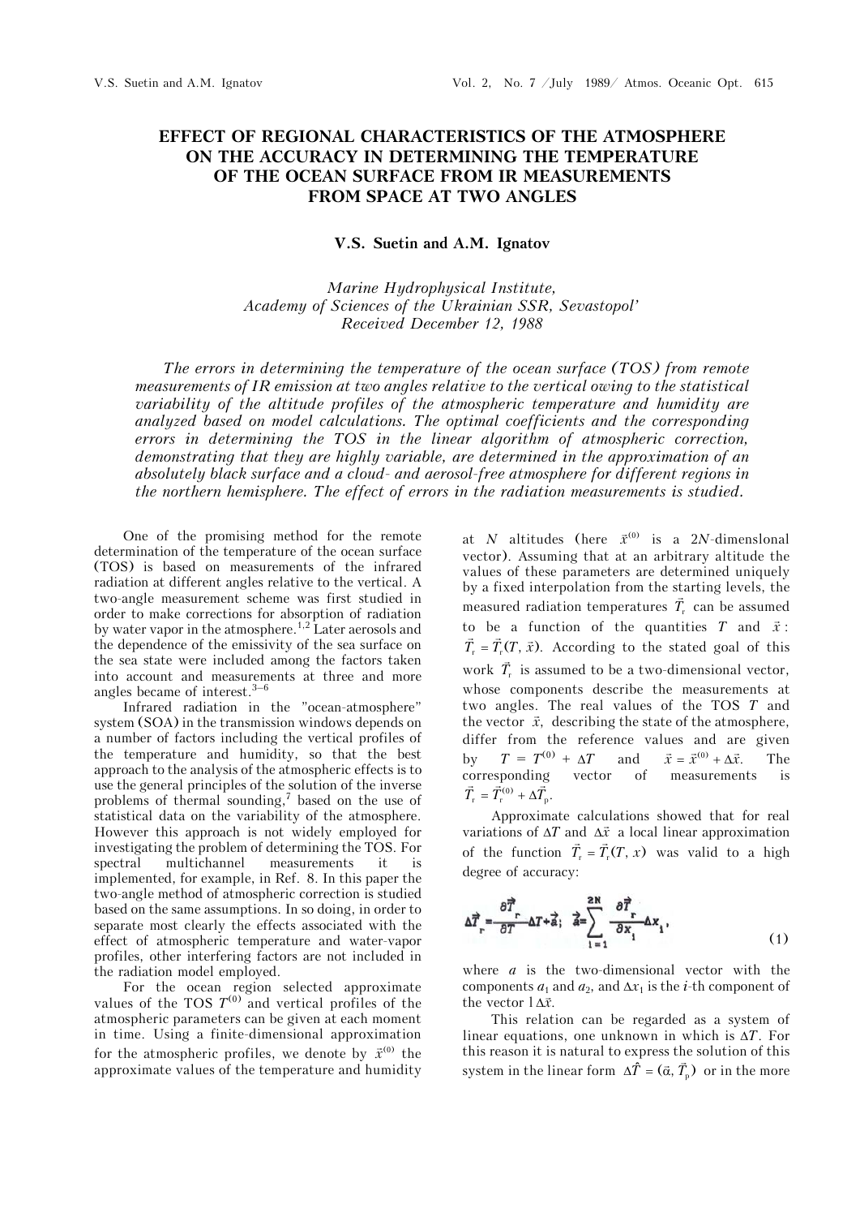# EFFECT OF REGIONAL CHARACTERISTICS OF THE ATMOSPHERE ON THE ACCURACY IN DETERMINING THE TEMPERATURE OF THE OCEAN SURFACE FROM IR MEASUREMENTS FROM SPACE AT TWO ANGLES

**V.S. Suetin and A.M. Ignatov**

*Marine Hydrophysical Institute,*
*Academy of Sciences of the Ukrainian SSR, Sevastopol'*
*Received December 12, 1988*

*The errors in determining the temperature of the ocean surface (TOS) from remote measurements of IR emission at two angles relative to the vertical owing to the statistical variability of the altitude profiles of the atmospheric temperature and humidity are analyzed based on model calculations. The optimal coefficients and the corresponding errors in determining the TOS in the linear algorithm of atmospheric correction, demonstrating that they are highly variable, are determined in the approximation of an absolutely black surface and a cloud- and aerosol-free atmosphere for different regions in the northern hemisphere. The effect of errors in the radiation measurements is studied.*

One of the promising method for the remote determination of the temperature of the ocean surface (TOS) is based on measurements of the infrared radiation at different angles relative to the vertical. A two-angle measurement scheme was first studied in order to make corrections for absorption of radiation by water vapor in the atmosphere.[1,2] Later aerosols and the dependence of the emissivity of the sea surface on the sea state were included among the factors taken into account and measurements at three and more angles became of interest.[3–6]

Infrared radiation in the "ocean-atmosphere" system (SOA) in the transmission windows depends on a number of factors including the vertical profiles of the temperature and humidity, so that the best approach to the analysis of the atmospheric effects is to use the general principles of the solution of the inverse problems of thermal sounding,[7] based on the use of statistical data on the variability of the atmosphere. However this approach is not widely employed for investigating the problem of determining the TOS. For spectral multichannel measurements it is implemented, for example, in Ref. 8. In this paper the two-angle method of atmospheric correction is studied based on the same assumptions. In so doing, in order to separate most clearly the effects associated with the effect of atmospheric temperature and water-vapor profiles, other interfering factors are not included in the radiation model employed.

For the ocean region selected approximate values of the TOS $T^{(0)}$ and vertical profiles of the atmospheric parameters can be given at each moment in time. Using a finite-dimensional approximation for the atmospheric profiles, we denote by $\vec{x}^{(0)}$ the approximate values of the temperature and humidity at $N$ altitudes (here $\vec{x}^{(0)}$ is a $2N$-dimensional vector). Assuming that at an arbitrary altitude the values of these parameters are determined uniquely by a fixed interpolation from the starting levels, the measured radiation temperatures $\vec{T}_r$ can be assumed to be a function of the quantities $T$ and $\vec{x}$: $\vec{T}_r = \vec{T}_r(T, \vec{x})$. According to the stated goal of this work $\vec{T}_r$ is assumed to be a two-dimensional vector, whose components describe the measurements at two angles. The real values of the TOS $T$ and the vector $\vec{x}$, describing the state of the atmosphere, differ from the reference values and are given by $T = T^{(0)} + \Delta T$ and $\vec{x} = \vec{x}^{(0)} + \Delta\vec{x}$. The corresponding vector of measurements is $\vec{T}_r = \vec{T}_r^{(0)} + \Delta\vec{T}_p$.

Approximate calculations showed that for real variations of $\Delta T$ and $\Delta\vec{x}$ a local linear approximation of the function $\vec{T}_r = \vec{T}_r(T, x)$ was valid to a high degree of accuracy:

$$\Delta\vec{T}_r = \frac{\partial\vec{T}_r}{\partial T}\Delta T + \vec{a}; \quad \vec{a} = \sum_{i=1}^{2N} \frac{\partial\vec{T}_r}{\partial x_i}\Delta x_i, \tag{1}$$

where $a$ is the two-dimensional vector with the components $a_1$ and $a_2$, and $\Delta x_1$ is the $i$-th component of the vector $l\Delta\vec{x}$.

This relation can be regarded as a system of linear equations, one unknown in which is $\Delta T$. For this reason it is natural to express the solution of this system in the linear form $\Delta\hat{T} = (\vec{\alpha}, \vec{T}_p)$ or in the more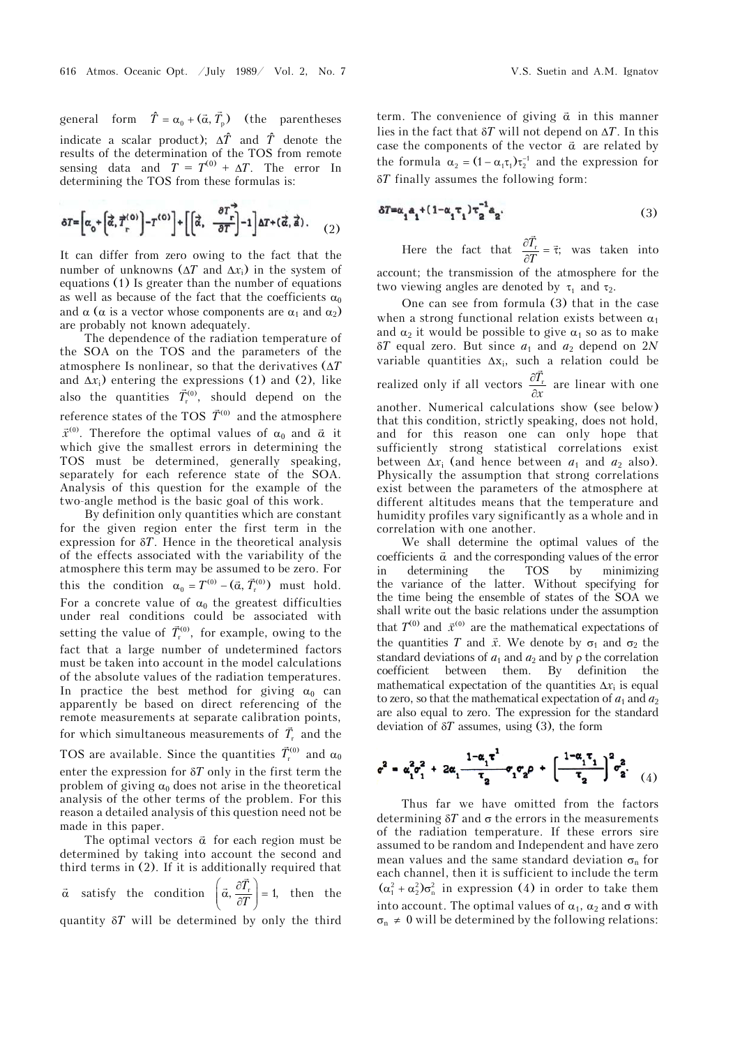general form $\hat{T} = \alpha_0 + (\vec{\alpha}, \vec{T}_p)$ (the parentheses indicate a scalar product); $\Delta\hat{T}$ and $\hat{T}$ denote the results of the determination of the TOS from remote sensing data and $T = T^{(0)} + \Delta T$. The error In determining the TOS from these formulas is:

$$\delta T = \left[\alpha_0 + \left(\vec{\alpha}, \vec{T}_r^{(0)}\right) - T^{(0)}\right] + \left[\left(\vec{\alpha}, \frac{\partial \vec{T}_r}{\partial T}\right) - 1\right]\Delta T + (\vec{\alpha}, \vec{a}). \tag{2}$$

It can differ from zero owing to the fact that the number of unknowns ($\Delta T$ and $\Delta x_i$) in the system of equations (1) Is greater than the number of equations as well as because of the fact that the coefficients $\alpha_0$ and $\alpha$ ($\alpha$ is a vector whose components are $\alpha_1$ and $\alpha_2$) are probably not known adequately.

The dependence of the radiation temperature of the SOA on the TOS and the parameters of the atmosphere Is nonlinear, so that the derivatives ($\Delta T$ and $\Delta x_i$) entering the expressions (1) and (2), like also the quantities $\vec{T}_r^{(0)}$, should depend on the reference states of the TOS $\vec{T}^{(0)}$ and the atmosphere $\vec{x}^{(0)}$. Therefore the optimal values of $\alpha_0$ and $\vec{\alpha}$ it which give the smallest errors in determining the TOS must be determined, generally speaking, separately for each reference state of the SOA. Analysis of this question for the example of the two-angle method is the basic goal of this work.

By definition only quantities which are constant for the given region enter the first term in the expression for $\delta T$. Hence in the theoretical analysis of the effects associated with the variability of the atmosphere this term may be assumed to be zero. For this the condition $\alpha_0 = T^{(0)} - (\vec{\alpha}, \vec{T}_r^{(0)})$ must hold. For a concrete value of $\alpha_0$ the greatest difficulties under real conditions could be associated with setting the value of $\vec{T}_r^{(0)}$, for example, owing to the fact that a large number of undetermined factors must be taken into account in the model calculations of the absolute values of the radiation temperatures. In practice the best method for giving $\alpha_0$ can apparently be based on direct referencing of the remote measurements at separate calibration points, for which simultaneous measurements of $\vec{T}_r$ and the TOS are available. Since the quantities $\vec{T}_r^{(0)}$ and $\alpha_0$ enter the expression for $\delta T$ only in the first term the problem of giving $\alpha_0$ does not arise in the theoretical analysis of the other terms of the problem. For this reason a detailed analysis of this question need not be made in this paper.

The optimal vectors $\vec{\alpha}$ for each region must be determined by taking into account the second and third terms in (2). If it is additionally required that $\vec{\alpha}$ satisfy the condition $\left(\vec{\alpha}, \frac{\partial \vec{T}_r}{\partial T}\right) = 1$, then the quantity $\delta T$ will be determined by only the third term. The convenience of giving $\vec{\alpha}$ in this manner lies in the fact that $\delta T$ will not depend on $\Delta T$. In this case the components of the vector $\vec{\alpha}$ are related by the formula $\alpha_2 = (1 - \alpha_1\tau_1)\tau_2^{-1}$ and the expression for $\delta T$ finally assumes the following form:

$$\delta T = \alpha_1 a_1 + (1 - \alpha_1\tau_1)\tau_2^{-1} a_2. \tag{3}$$

Here the fact that $\frac{\partial \vec{T}_r}{\partial T} = \vec{\tau}$; was taken into account; the transmission of the atmosphere for the two viewing angles are denoted by $\tau_1$ and $\tau_2$.

One can see from formula (3) that in the case when a strong functional relation exists between $\alpha_1$ and $\alpha_2$ it would be possible to give $\alpha_1$ so as to make $\delta T$ equal zero. But since $a_1$ and $a_2$ depend on $2N$ variable quantities $\Delta x_i$, such a relation could be realized only if all vectors $\frac{\partial \vec{T}_r}{\partial x}$ are linear with one another. Numerical calculations show (see below) that this condition, strictly speaking, does not hold, and for this reason one can only hope that sufficiently strong statistical correlations exist between $\Delta x_i$ (and hence between $a_1$ and $a_2$ also). Physically the assumption that strong correlations exist between the parameters of the atmosphere at different altitudes means that the temperature and humidity profiles vary significantly as a whole and in correlation with one another.

We shall determine the optimal values of the coefficients $\vec{\alpha}$ and the corresponding values of the error in determining the TOS by minimizing the variance of the latter. Without specifying for the time being the ensemble of states of the SOA we shall write out the basic relations under the assumption that $T^{(0)}$ and $\vec{x}^{(0)}$ are the mathematical expectations of the quantities $T$ and $\vec{x}$. We denote by $\sigma_1$ and $\sigma_2$ the standard deviations of $a_1$ and $a_2$ and by $\rho$ the correlation coefficient between them. By definition the mathematical expectation of the quantities $\Delta x_i$ is equal to zero, so that the mathematical expectation of $a_1$ and $a_2$ are also equal to zero. The expression for the standard deviation of $\delta T$ assumes, using (3), the form

$$\sigma^2 = \alpha_1^2\sigma_1^2 + 2\alpha_1\frac{1 - \alpha_1\tau^1}{\tau_2}\sigma_1\sigma_2\rho + \left[\frac{1 - \alpha_1\tau_1}{\tau_2}\right]^2\sigma_2^2. \tag{4}$$

Thus far we have omitted from the factors determining $\delta T$ and $\sigma$ the errors in the measurements of the radiation temperature. If these errors sire assumed to be random and Independent and have zero mean values and the same standard deviation $\sigma_n$ for each channel, then it is sufficient to include the term $(\alpha_1^2 + \alpha_2^2)\sigma_n^2$ in expression (4) in order to take them into account. The optimal values of $\alpha_1$, $\alpha_2$ and $\sigma$ with $\sigma_n \neq 0$ will be determined by the following relations: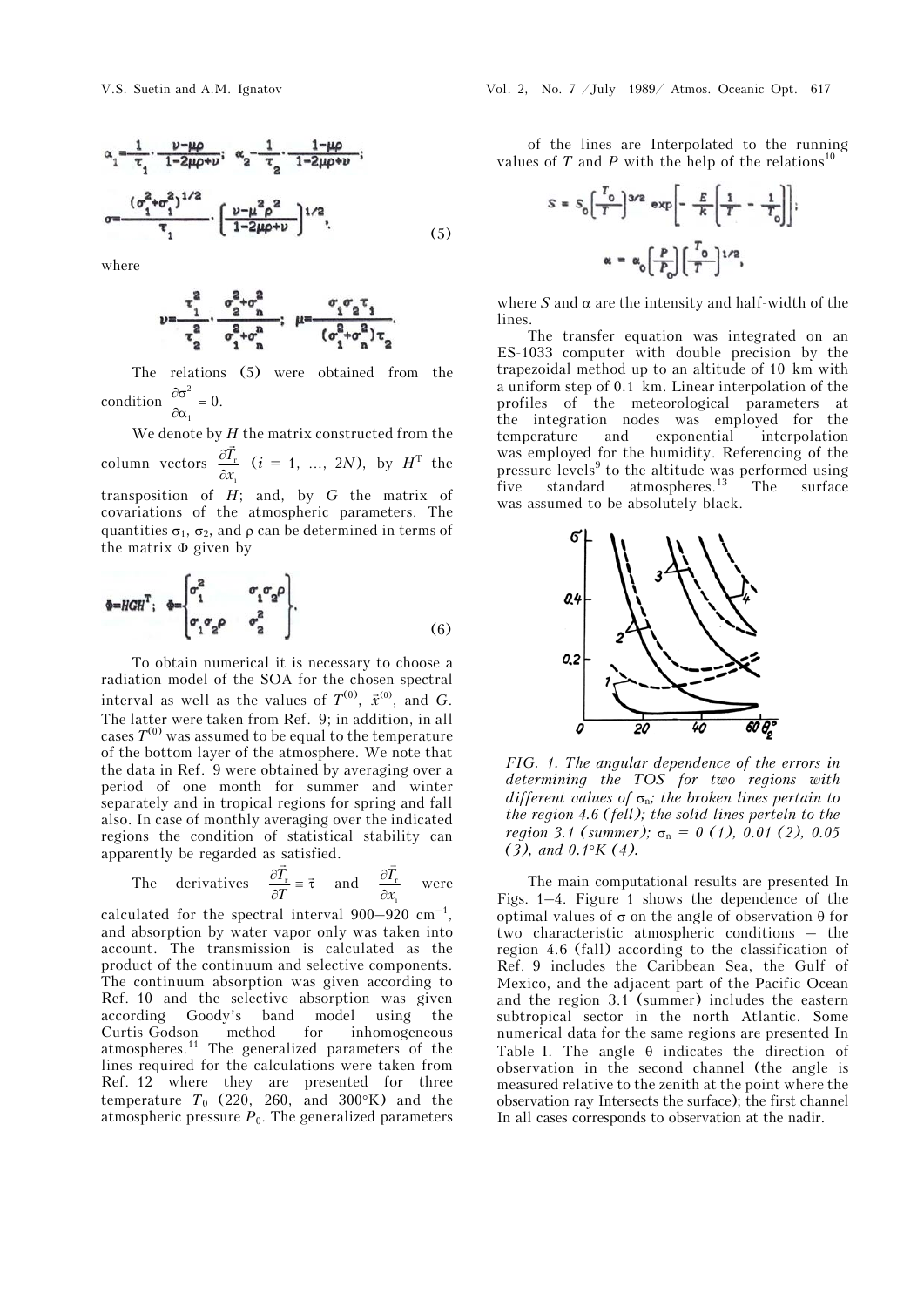$$\alpha_1 = \frac{1}{\tau_1} \cdot \frac{\nu - \mu\rho}{1 - 2\mu\rho + \nu}; \quad \alpha_2 = \frac{1}{\tau_2} \cdot \frac{1 - \mu\rho}{1 - 2\mu\rho + \nu};$$

$$\sigma = \frac{(\sigma_1^2 + \sigma_1^2)^{1/2}}{\tau_1} \cdot \left[\frac{\nu - \mu^2\rho^2}{1 - 2\mu\rho + \nu}\right]^{1/2}, \tag{5}$$

where

$$\nu = \frac{\tau_1^2}{\tau_2^2} \cdot \frac{\sigma_2^2 + \sigma_n^2}{\sigma_1^2 + \sigma_n^2}; \quad \mu = \frac{\sigma_1 \sigma_2 \tau_1}{(\sigma_1^2 + \sigma_n^2)\tau_2}.$$

The relations (5) were obtained from the condition $\frac{\partial \sigma^2}{\partial \alpha_1} = 0$.

We denote by $H$ the matrix constructed from the column vectors $\frac{\partial \vec{T}_r}{\partial x_i}$ ($i = 1, \ldots, 2N$), by $H^T$ the transposition of $H$; and, by $G$ the matrix of covariations of the atmospheric parameters. The quantities $\sigma_1$, $\sigma_2$, and $\rho$ can be determined in terms of the matrix $\Phi$ given by

$$\Phi = HGH^T; \quad \Phi = \begin{Bmatrix} \sigma_1^2 & \sigma_1 \sigma_2 \rho \\ \sigma_1 \sigma_2 \rho & \sigma_2^2 \end{Bmatrix}. \tag{6}$$

To obtain numerical it is necessary to choose a radiation model of the SOA for the chosen spectral interval as well as the values of $T^{(0)}$, $\vec{x}^{(0)}$, and $G$. The latter were taken from Ref. 9; in addition, in all cases $T^{(0)}$ was assumed to be equal to the temperature of the bottom layer of the atmosphere. We note that the data in Ref. 9 were obtained by averaging over a period of one month for summer and winter separately and in tropical regions for spring and fall also. In case of monthly averaging over the indicated regions the condition of statistical stability can apparently be regarded as satisfied.

The derivatives $\frac{\partial \vec{T}_r}{\partial T} \equiv \vec{\tau}$ and $\frac{\partial \vec{T}_r}{\partial x_i}$ were calculated for the spectral interval 900–920 $cm^{-1}$, and absorption by water vapor only was taken into account. The transmission is calculated as the product of the continuum and selective components. The continuum absorption was given according to Ref. 10 and the selective absorption was given according Goody's band model using the Curtis-Godson method for inhomogeneous atmospheres.[11] The generalized parameters of the lines required for the calculations were taken from Ref. 12 where they are presented for three temperature $T_0$ (220, 260, and 300°K) and the atmospheric pressure $P_0$. The generalized parameters of the lines are Interpolated to the running values of $T$ and $P$ with the help of the relations[10]

$$S = S_0 \left(\frac{T_0}{T}\right)^{3/2} \exp\left[-\frac{E}{k}\left[\frac{1}{T} - \frac{1}{T_0}\right]\right];$$

$$\alpha = \alpha_0 \left(\frac{P}{P_0}\right)\left(\frac{T_0}{T}\right)^{1/2},$$

where $S$ and $\alpha$ are the intensity and half-width of the lines.

The transfer equation was integrated on an ES-1033 computer with double precision by the trapezoidal method up to an altitude of 10 km with a uniform step of 0.1 km. Linear interpolation of the profiles of the meteorological parameters at the integration nodes was employed for the temperature and exponential interpolation was employed for the humidity. Referencing of the pressure levels[9] to the altitude was performed using five standard atmospheres.[13] The surface was assumed to be absolutely black.

*FIG. 1. The angular dependence of the errors in determining the TOS for two regions with different values of $\sigma_n$; the broken lines pertain to the region 4.6 (fell); the solid lines perteln to the region 3.1 (summer); $\sigma_n$ = 0 (1), 0.01 (2), 0.05 (3), and 0.1°K (4).*

The main computational results are presented In Figs. 1–4. Figure 1 shows the dependence of the optimal values of $\sigma$ on the angle of observation $\theta$ for two characteristic atmospheric conditions – the region 4.6 (fall) according to the classification of Ref. 9 includes the Caribbean Sea, the Gulf of Mexico, and the adjacent part of the Pacific Ocean and the region 3.1 (summer) includes the eastern subtropical sector in the north Atlantic. Some numerical data for the same regions are presented In Table I. The angle $\theta$ indicates the direction of observation in the second channel (the angle is measured relative to the zenith at the point where the observation ray Intersects the surface); the first channel In all cases corresponds to observation at the nadir.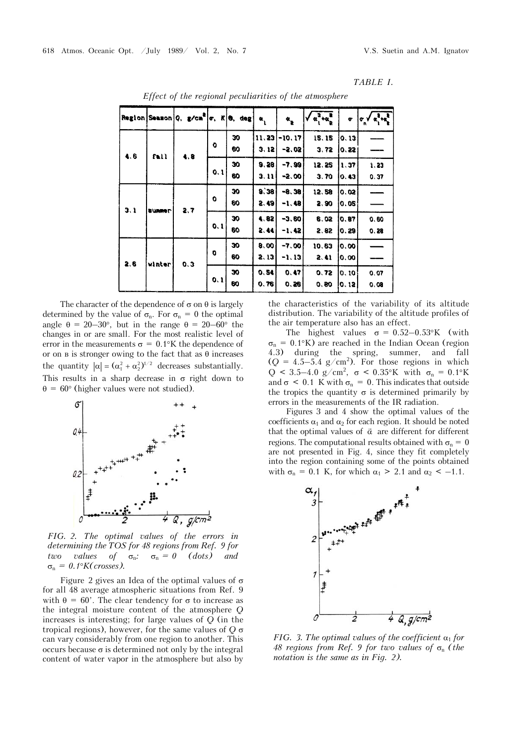*TABLE I.*

*Effect of the regional peculiarities of the atmosphere*

| Region | Season | $Q$, g/cm$^2$ | $\sigma$, K | $\theta$, deg | $\alpha_1$ | $\alpha_2$ | $\sqrt{\alpha_1^2+\alpha_2^2}$ | $\sigma$ | $\sigma_n\sqrt{\alpha_1^2+\alpha_2^2}$ |
|---|---|---|---|---|---|---|---|---|---|
| 4.6 | fall | 4.8 | 0 | 30 | 11.23 | -10.17 | 15.15 | 0.13 | —— |
| | | | | 60 | 3.12 | -2.02 | 3.72 | 0.22 | —— |
| | | | 0.1 | 30 | 9.28 | -7.99 | 12.25 | 1.37 | 1.23 |
| | | | | 60 | 3.11 | -2.00 | 3.70 | 0.43 | 0.37 |
| 3.1 | summer | 2.7 | 0 | 30 | 9.38 | -8.38 | 12.58 | 0.02 | —— |
| | | | | 60 | 2.49 | -1.48 | 2.90 | 0.05 | —— |
| | | | 0.1 | 30 | 4.82 | -3.60 | 6.02 | 0.87 | 0.60 |
| | | | | 60 | 2.44 | -1.42 | 2.82 | 0.29 | 0.28 |
| 2.6 | winter | 0.3 | 0 | 30 | 8.00 | -7.00 | 10.63 | 0.00 | —— |
| | | | | 60 | 2.13 | -1.13 | 2.41 | 0.00 | —— |
| | | | 0.1 | 30 | 0.54 | 0.47 | 0.72 | 0.10 | 0.07 |
| | | | | 60 | 0.76 | 0.26 | 0.80 | 0.12 | 0.08 |

The character of the dependence of $\sigma$ on $\theta$ is largely determined by the value of $\sigma_n$. For $\sigma_n = 0$ the optimal angle $\theta = 20$–$30°$, but in the range $\theta = 20$–$60°$ the changes in or are small. For the most realistic level of error in the measurements $\sigma = 0.1°$K the dependence of or on в is stronger owing to the fact that as $\theta$ increases the quantity $|\alpha| = (\alpha_1^2 + \alpha_2^2)^{1/2}$ decreases substantially. This results in a sharp decrease in $\sigma$ right down to $\theta = 60°$ (higher values were not studied).

*FIG. 2. The optimal values of the errors in determining the TOS for 48 regions from Ref. 9 for two values of $\sigma_n$: $\sigma_n = 0$ (dots) and $\sigma_n = 0.1°K$ (crosses).*

Figure 2 gives an Idea of the optimal values of $\sigma$ for all 48 average atmospheric situations from Ref. 9 with $\theta = 60'$. The clear tendency for $\sigma$ to increase as the integral moisture content of the atmosphere $Q$ increases is interesting; for large values of $Q$ (in the tropical regions), however, for the same values of $Q$ $\sigma$ can vary considerably from one region to another. This occurs because $\sigma$ is determined not only by the integral content of water vapor in the atmosphere but also by the characteristics of the variability of its altitude distribution. The variability of the altitude profiles of the air temperature also has an effect.

The highest values $\sigma = 0.52$–$0.53°$K (with $\sigma_n = 0.1°$K) are reached in the Indian Ocean (region 4.3) during the spring, summer, and fall ($Q = 4.5$–$5.4$ g/cm$^2$). For those regions in which $Q < 3.5$–$4.0$ g/cm$^2$, $\sigma < 0.35°$K with $\sigma_n = 0.1°$K and $\sigma < 0.1$ K with $\sigma_n = 0$. This indicates that outside the tropics the quantity $\sigma$ is determined primarily by errors in the measurements of the IR radiation.

Figures 3 and 4 show the optimal values of the coefficients $\alpha_1$ and $\alpha_2$ for each region. It should be noted that the optimal values of $\vec{\alpha}$ are different for different regions. The computational results obtained with $\sigma_n = 0$ are not presented in Fig. 4, since they fit completely into the region containing some of the points obtained with $\sigma_n = 0.1$ K, for which $\alpha_1 > 2.1$ and $\alpha_2 < -1.1$.

*FIG. 3. The optimal values of the coefficient $\alpha_1$ for 48 regions from Ref. 9 for two values of $\sigma_n$ (the notation is the same as in Fig. 2).*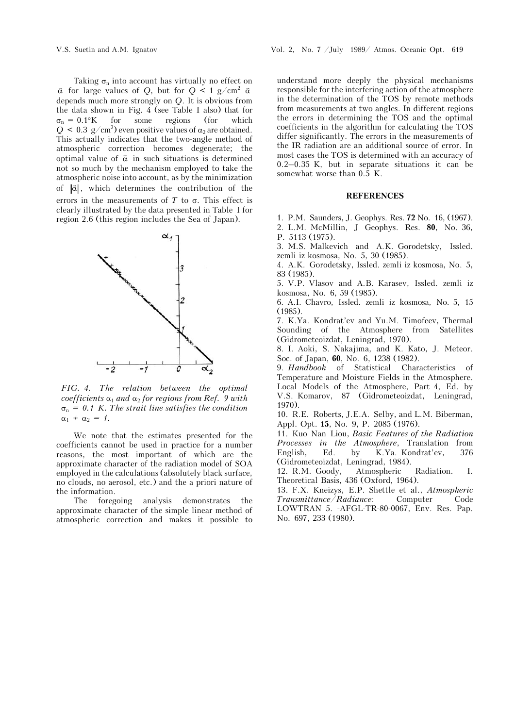Taking $\sigma_n$ into account has virtually no effect on $\vec{\alpha}$ for large values of $Q$, but for $Q < 1$ g/cm$^2$ $\vec{\alpha}$ depends much more strongly on $Q$. It is obvious from the data shown in Fig. 4 (see Table I also) that for $\sigma_n = 0.1$°K for some regions (for which $Q < 0.3$ g/cm$^2$) even positive values of $\alpha_2$ are obtained. This actually indicates that the two-angle method of atmospheric correction becomes degenerate; the optimal value of $\vec{\alpha}$ in such situations is determined not so much by the mechanism employed to take the atmospheric noise into account, as by the minimization of $\|\vec{\alpha}\|$, which determines the contribution of the errors in the measurements of $T$ to $\sigma$. This effect is clearly illustrated by the data presented in Table I for region 2.6 (this region includes the Sea of Japan).

$\alpha_1$

3

2

1

-2 -1 0 $\alpha_2$

*FIG. 4. The relation between the optimal coefficients $\alpha_1$ and $\alpha_2$ for regions from Ref. 9 with $\sigma_n = 0.1$ K. The strait line satisfies the condition $\alpha_1 + \alpha_2 = 1$.*

We note that the estimates presented for the coefficients cannot be used in practice for a number reasons, the most important of which are the approximate character of the radiation model of SOA employed in the calculations (absolutely black surface, no clouds, no aerosol, etc.) and the a priori nature of the information.

The foregoing analysis demonstrates the approximate character of the simple linear method of atmospheric correction and makes it possible to understand more deeply the physical mechanisms responsible for the interfering action of the atmosphere in the determination of the TOS by remote methods from measurements at two angles. In different regions the errors in determining the TOS and the optimal coefficients in the algorithm for calculating the TOS differ significantly. The errors in the measurements of the IR radiation are an additional source of error. In most cases the TOS is determined with an accuracy of 0.2–0.35 K, but in separate situations it can be somewhat worse than 0.5 K.

## REFERENCES

1. P.M. Saunders, J. Geophys. Res. **72** No. 16, (1967).
2. L.M. McMillin, J Geophys. Res. **80**, No. 36, P. 5113 (1975).
3. M.S. Malkevich and A.K. Gorodetsky, Issled. zemli iz kosmosa, No. 5, 30 (1985).
4. A.K. Gorodetsky, Issled. zemli iz kosmosa, No. 5, 83 (1985).
5. V.P. Vlasov and A.B. Karasev, Issled. zemli iz kosmosa, No. 6, 59 (1985).
6. A.I. Chavro, Issled. zemli iz kosmosa, No. 5, 15 (1985).
7. K.Ya. Kondrat'ev and Yu.M. Timofeev, Thermal Sounding of the Atmosphere from Satellites (Gidrometeoizdat, Leningrad, 1970).
8. I. Aoki, S. Nakajima, and K. Kato, J. Meteor. Soc. of Japan, **60**, No. 6, 1238 (1982).
9. *Handbook* of Statistical Characteristics of Temperature and Moisture Fields in the Atmosphere. Local Models of the Atmosphere, Part 4, Ed. by V.S. Komarov, 87 (Gidrometeoizdat, Leningrad, 1970).
10. R.E. Roberts, J.E.A. Selby, and L.M. Biberman, Appl. Opt. **15**, No. 9, P. 2085 (1976).
11. Kuo Nan Liou, *Basic Features of the Radiation Processes in the Atmosphere*, Translation from English, Ed. by K.Ya. Kondrat'ev, 376 (Gidrometeoizdat, Leningrad, 1984).
12. R.M. Goody, Atmospheric Radiation. I. Theoretical Basis, 436 (Oxford, 1964).
13. F.X. Kneizys, E.P. Shettle et al., *Atmospheric Transmittance/Radiance*: Computer Code LOWTRAN 5. -AFGL-TR-80-0067, Env. Res. Pap. No. 697, 233 (1980).